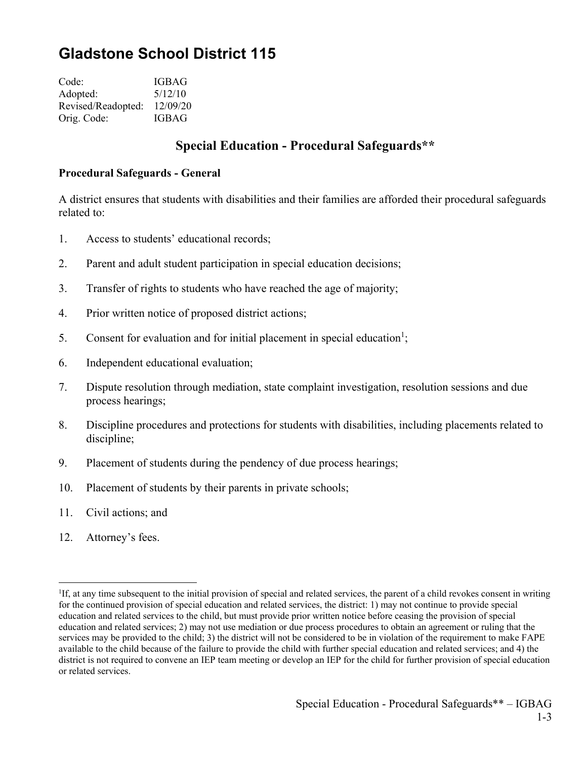# Gladstone School District 115

Code: IGBAG
Adopted: 5/12/10
Revised/Readopted: 12/09/20
Orig. Code: IGBAG

## Special Education - Procedural Safeguards**

### Procedural Safeguards - General

A district ensures that students with disabilities and their families are afforded their procedural safeguards related to:

1. Access to students' educational records;
2. Parent and adult student participation in special education decisions;
3. Transfer of rights to students who have reached the age of majority;
4. Prior written notice of proposed district actions;
5. Consent for evaluation and for initial placement in special education[1];
6. Independent educational evaluation;
7. Dispute resolution through mediation, state complaint investigation, resolution sessions and due process hearings;
8. Discipline procedures and protections for students with disabilities, including placements related to discipline;
9. Placement of students during the pendency of due process hearings;
10. Placement of students by their parents in private schools;
11. Civil actions; and
12. Attorney's fees.

---

[1]If, at any time subsequent to the initial provision of special and related services, the parent of a child revokes consent in writing for the continued provision of special education and related services, the district: 1) may not continue to provide special education and related services to the child, but must provide prior written notice before ceasing the provision of special education and related services; 2) may not use mediation or due process procedures to obtain an agreement or ruling that the services may be provided to the child; 3) the district will not be considered to be in violation of the requirement to make FAPE available to the child because of the failure to provide the child with further special education and related services; and 4) the district is not required to convene an IEP team meeting or develop an IEP for the child for further provision of special education or related services.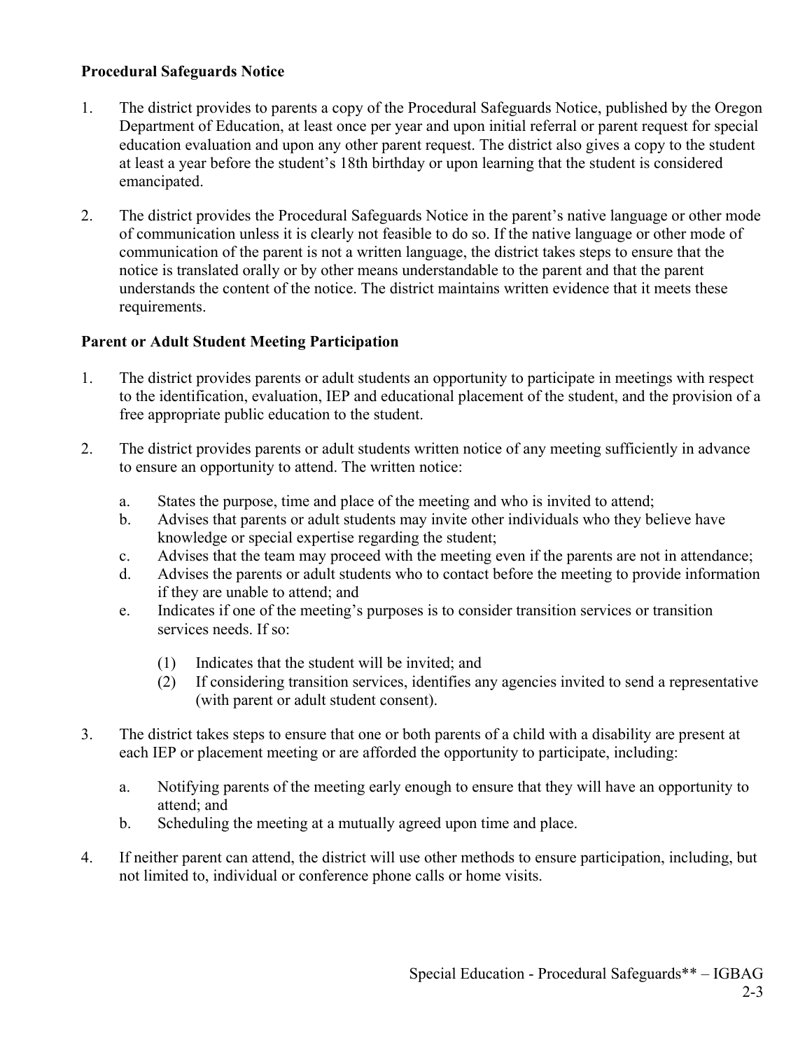**Procedural Safeguards Notice**

1. The district provides to parents a copy of the Procedural Safeguards Notice, published by the Oregon Department of Education, at least once per year and upon initial referral or parent request for special education evaluation and upon any other parent request. The district also gives a copy to the student at least a year before the student's 18th birthday or upon learning that the student is considered emancipated.

2. The district provides the Procedural Safeguards Notice in the parent's native language or other mode of communication unless it is clearly not feasible to do so. If the native language or other mode of communication of the parent is not a written language, the district takes steps to ensure that the notice is translated orally or by other means understandable to the parent and that the parent understands the content of the notice. The district maintains written evidence that it meets these requirements.

**Parent or Adult Student Meeting Participation**

1. The district provides parents or adult students an opportunity to participate in meetings with respect to the identification, evaluation, IEP and educational placement of the student, and the provision of a free appropriate public education to the student.

2. The district provides parents or adult students written notice of any meeting sufficiently in advance to ensure an opportunity to attend. The written notice:

   a. States the purpose, time and place of the meeting and who is invited to attend;
   b. Advises that parents or adult students may invite other individuals who they believe have knowledge or special expertise regarding the student;
   c. Advises that the team may proceed with the meeting even if the parents are not in attendance;
   d. Advises the parents or adult students who to contact before the meeting to provide information if they are unable to attend; and
   e. Indicates if one of the meeting's purposes is to consider transition services or transition services needs. If so:

      (1) Indicates that the student will be invited; and
      (2) If considering transition services, identifies any agencies invited to send a representative (with parent or adult student consent).

3. The district takes steps to ensure that one or both parents of a child with a disability are present at each IEP or placement meeting or are afforded the opportunity to participate, including:

   a. Notifying parents of the meeting early enough to ensure that they will have an opportunity to attend; and
   b. Scheduling the meeting at a mutually agreed upon time and place.

4. If neither parent can attend, the district will use other methods to ensure participation, including, but not limited to, individual or conference phone calls or home visits.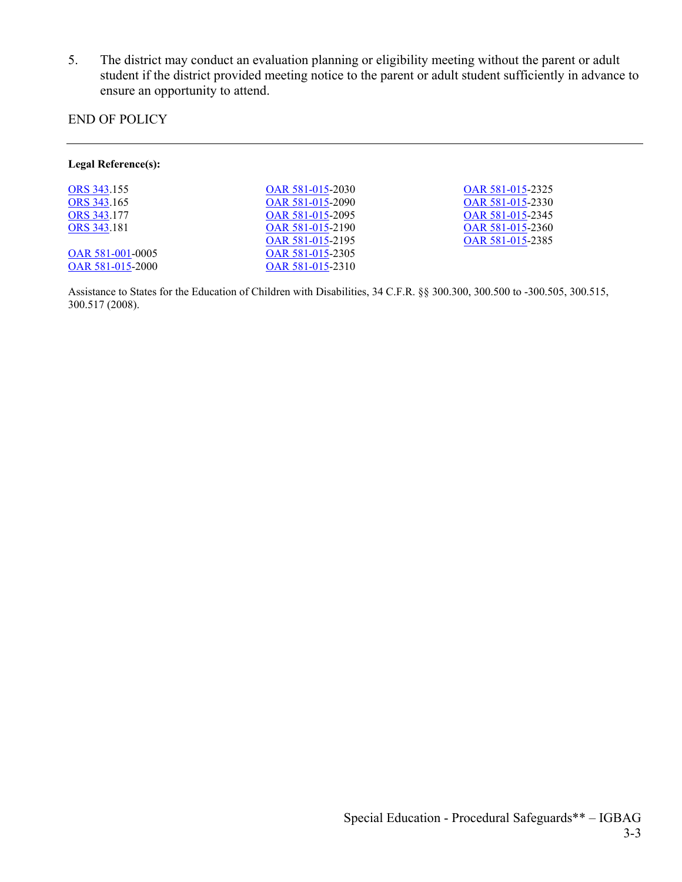5. The district may conduct an evaluation planning or eligibility meeting without the parent or adult student if the district provided meeting notice to the parent or adult student sufficiently in advance to ensure an opportunity to attend.

END OF POLICY

---

**Legal Reference(s):**

| | | |
|---|---|---|
| ORS 343.155 | OAR 581-015-2030 | OAR 581-015-2325 |
| ORS 343.165 | OAR 581-015-2090 | OAR 581-015-2330 |
| ORS 343.177 | OAR 581-015-2095 | OAR 581-015-2345 |
| ORS 343.181 | OAR 581-015-2190 | OAR 581-015-2360 |
| | OAR 581-015-2195 | OAR 581-015-2385 |
| OAR 581-001-0005 | OAR 581-015-2305 | |
| OAR 581-015-2000 | OAR 581-015-2310 | |

Assistance to States for the Education of Children with Disabilities, 34 C.F.R. §§ 300.300, 300.500 to -300.505, 300.515, 300.517 (2008).